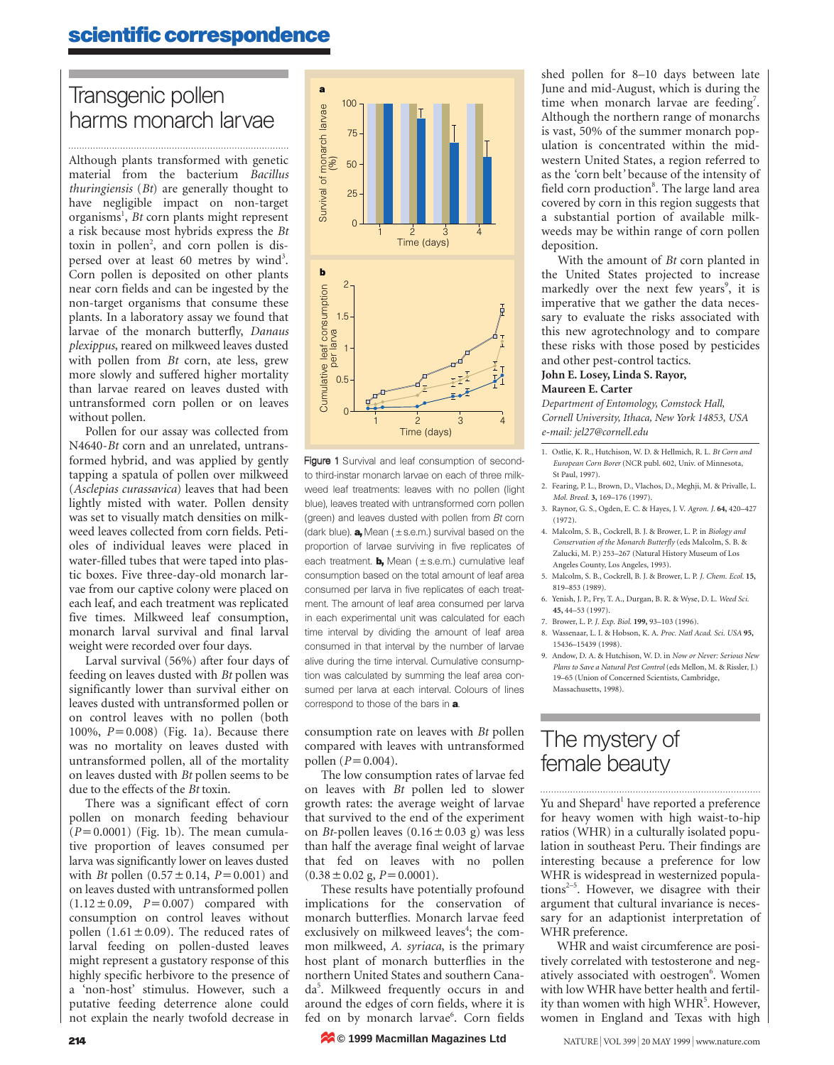# Transgenic pollen harms monarch larvae

Although plants transformed with genetic material from the bacterium *Bacillus thuringiensis* (*Bt*) are generally thought to have negligible impact on non-target organisms[1], *Bt* corn plants might represent a risk because most hybrids express the *Bt* toxin in pollen[2], and corn pollen is dispersed over at least 60 metres by wind[3]. Corn pollen is deposited on other plants near corn fields and can be ingested by the non-target organisms that consume these plants. In a laboratory assay we found that larvae of the monarch butterfly, *Danaus plexippus*, reared on milkweed leaves dusted with pollen from *Bt* corn, ate less, grew more slowly and suffered higher mortality than larvae reared on leaves dusted with untransformed corn pollen or on leaves without pollen.

Pollen for our assay was collected from N4640-*Bt* corn and an unrelated, untransformed hybrid, and was applied by gently tapping a spatula of pollen over milkweed (*Asclepias curassavica*) leaves that had been lightly misted with water. Pollen density was set to visually match densities on milkweed leaves collected from corn fields. Petioles of individual leaves were placed in water-filled tubes that were taped into plastic boxes. Five three-day-old monarch larvae from our captive colony were placed on each leaf, and each treatment was replicated five times. Milkweed leaf consumption, monarch larval survival and final larval weight were recorded over four days.

Larval survival (56%) after four days of feeding on leaves dusted with *Bt* pollen was significantly lower than survival either on leaves dusted with untransformed pollen or on control leaves with no pollen (both 100%, $P = 0.008$) (Fig. 1a). Because there was no mortality on leaves dusted with untransformed pollen, all of the mortality on leaves dusted with *Bt* pollen seems to be due to the effects of the *Bt* toxin.

There was a significant effect of corn pollen on monarch feeding behaviour ($P = 0.0001$) (Fig. 1b). The mean cumulative proportion of leaves consumed per larva was significantly lower on leaves dusted with *Bt* pollen ($0.57 \pm 0.14$, $P = 0.001$) and on leaves dusted with untransformed pollen ($1.12 \pm 0.09$, $P = 0.007$) compared with consumption on control leaves without pollen ($1.61 \pm 0.09$). The reduced rates of larval feeding on pollen-dusted leaves might represent a gustatory response of this highly specific herbivore to the presence of a 'non-host' stimulus. However, such a putative feeding deterrence alone could not explain the nearly twofold decrease in consumption rate on leaves with *Bt* pollen compared with leaves with untransformed pollen ($P = 0.004$).

a

Survival of monarch larvae (%)

100
75
50
25
0

1 2 3 4

Time (days)

b

Cumulative leaf consumption per larva

2
1.5
1
0.5
0

1 2 3 4

Time (days)

**Figure 1** Survival and leaf consumption of second- to third-instar monarch larvae on each of three milkweed leaf treatments: leaves with no pollen (light blue), leaves treated with untransformed corn pollen (green) and leaves dusted with pollen from *Bt* corn (dark blue). **a,** Mean (±s.e.m.) survival based on the proportion of larvae surviving in five replicates of each treatment. **b,** Mean (±s.e.m.) cumulative leaf consumption based on the total amount of leaf area consumed per larva in five replicates of each treatment. The amount of leaf area consumed per larva in each experimental unit was calculated for each time interval by dividing the amount of leaf area consumed in that interval by the number of larvae alive during the time interval. Cumulative consumption was calculated by summing the leaf area consumed per larva at each interval. Colours of lines correspond to those of the bars in **a**.

The low consumption rates of larvae fed on leaves with *Bt* pollen led to slower growth rates: the average weight of larvae that survived to the end of the experiment on *Bt*-pollen leaves ($0.16 \pm 0.03$ g) was less than half the average final weight of larvae that fed on leaves with no pollen ($0.38 \pm 0.02$ g, $P = 0.0001$).

These results have potentially profound implications for the conservation of monarch butterflies. Monarch larvae feed exclusively on milkweed leaves[4]; the common milkweed, *A. syriaca*, is the primary host plant of monarch butterflies in the northern United States and southern Canada[5]. Milkweed frequently occurs in and around the edges of corn fields, where it is fed on by monarch larvae[6]. Corn fields shed pollen for 8–10 days between late June and mid-August, which is during the time when monarch larvae are feeding[7]. Although the northern range of monarchs is vast, 50% of the summer monarch population is concentrated within the midwestern United States, a region referred to as the 'corn belt' because of the intensity of field corn production[8]. The large land area covered by corn in this region suggests that a substantial portion of available milkweeds may be within range of corn pollen deposition.

With the amount of *Bt* corn planted in the United States projected to increase markedly over the next few years[9], it is imperative that we gather the data necessary to evaluate the risks associated with this new agrotechnology and to compare these risks with those posed by pesticides and other pest-control tactics.

**John E. Losey, Linda S. Rayor, Maureen E. Carter**

*Department of Entomology, Comstock Hall, Cornell University, Ithaca, New York 14853, USA*
*e-mail: jel27@cornell.edu*

1. Ostlie, K. R., Hutchison, W. D. & Hellmich, R. L. *Bt Corn and European Corn Borer* (NCR publ. 602, Univ. of Minnesota, St Paul, 1997).
2. Fearing, P. L., Brown, D., Vlachos, D., Meghji, M. & Privalle, L. *Mol. Breed.* **3,** 169–176 (1997).
3. Raynor, G. S., Ogden, E. C. & Hayes, J. V. *Agron. J.* **64,** 420–427 (1972).
4. Malcolm, S. B., Cockrell, B. J. & Brower, L. P. in *Biology and Conservation of the Monarch Butterfly* (eds Malcolm, S. B. & Zalucki, M. P.) 253–267 (Natural History Museum of Los Angeles County, Los Angeles, 1993).
5. Malcolm, S. B., Cockrell, B. J. & Brower, L. P. *J. Chem. Ecol.* **15,** 819–853 (1989).
6. Yenish, J. P., Fry, T. A., Durgan, B. R. & Wyse, D. L. *Weed Sci.* **45,** 44–53 (1997).
7. Brower, L. P. *J. Exp. Biol.* **199,** 93–103 (1996).
8. Wassenaar, L. I. & Hobson, K. A. *Proc. Natl Acad. Sci. USA* **95,** 15436–15439 (1998).
9. Andow, D. A. & Hutchison, W. D. in *Now or Never: Serious New Plans to Save a Natural Pest Control* (eds Mellon, M. & Rissler, J.) 19–65 (Union of Concerned Scientists, Cambridge, Massachusetts, 1998).

# The mystery of female beauty

Yu and Shepard[1] have reported a preference for heavy women with high waist-to-hip ratios (WHR) in a culturally isolated population in southeast Peru. Their findings are interesting because a preference for low WHR is widespread in westernized populations[2–5]. However, we disagree with their argument that cultural invariance is necessary for an adaptionist interpretation of WHR preference.

WHR and waist circumference are positively correlated with testosterone and negatively associated with oestrogen[6]. Women with low WHR have better health and fertility than women with high WHR[5]. However, women in England and Texas with high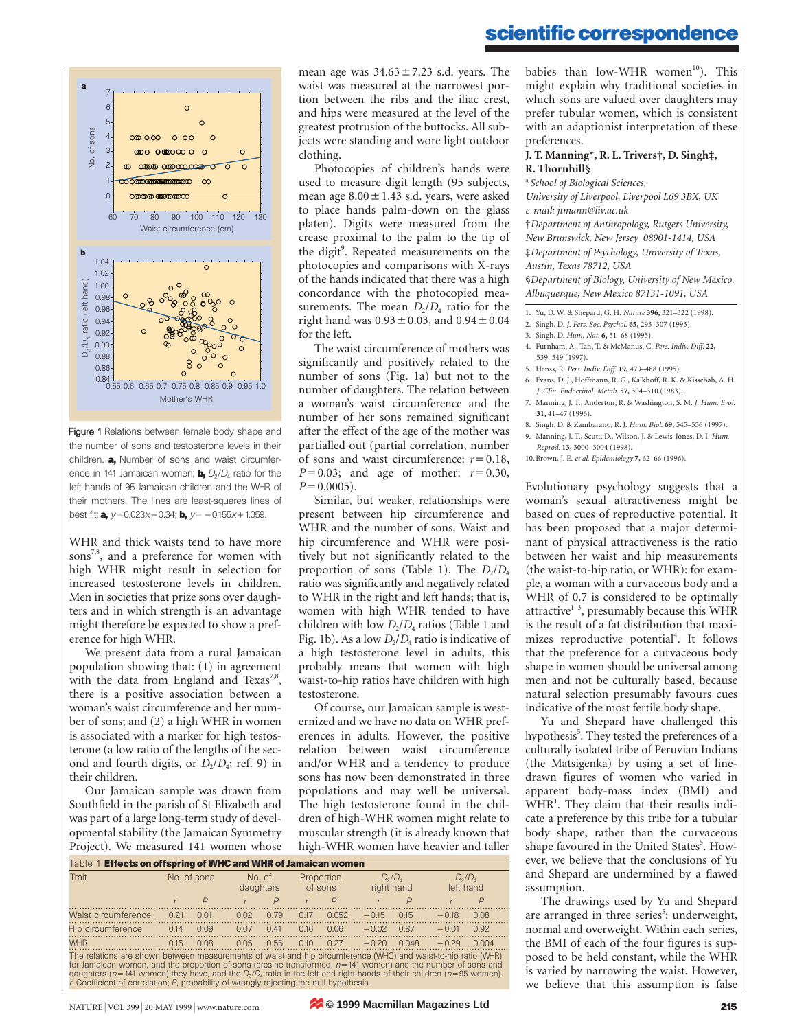a

7
6
5
4
3
2
1
0

No. of sons

60 70 80 90 100 110 120 130

Waist circumference (cm)

b

1.04
1.02
1.00
0.98
0.96
0.94
0.92
0.90
0.88
0.86
0.84

$D_2/D_4$ ratio (left hand)

0.55 0.6 0.65 0.7 0.75 0.8 0.85 0.9 0.95 1.0

Mother's WHR

**Figure 1** Relations between female body shape and the number of sons and testosterone levels in their children. **a,** Number of sons and waist circumference in 141 Jamaican women; **b,** $D_2/D_4$ ratio for the left hands of 95 Jamaican children and the WHR of their mothers. The lines are least-squares lines of best fit: **a,** $y=0.023x-0.34$; **b,** $y=-0.155x+1.059$.

WHR and thick waists tend to have more sons[7,8], and a preference for women with high WHR might result in selection for increased testosterone levels in children. Men in societies that prize sons over daughters and in which strength is an advantage might therefore be expected to show a preference for high WHR.

We present data from a rural Jamaican population showing that: (1) in agreement with the data from England and Texas[7,8], there is a positive association between a woman's waist circumference and her number of sons; and (2) a high WHR in women is associated with a marker for high testosterone (a low ratio of the lengths of the second and fourth digits, or $D_2/D_4$; ref. 9) in their children.

Our Jamaican sample was drawn from Southfield in the parish of St Elizabeth and was part of a large long-term study of developmental stability (the Jamaican Symmetry Project). We measured 141 women whose mean age was $34.63 \pm 7.23$ s.d. years. The waist was measured at the narrowest portion between the ribs and the iliac crest, and hips were measured at the level of the greatest protrusion of the buttocks. All subjects were standing and wore light outdoor clothing.

Photocopies of children's hands were used to measure digit length (95 subjects, mean age $8.00 \pm 1.43$ s.d. years, were asked to place hands palm-down on the glass platen). Digits were measured from the crease proximal to the palm to the tip of the digit[9]. Repeated measurements on the photocopies and comparisons with X-rays of the hands indicated that there was a high concordance with the photocopied measurements. The mean $D_2/D_4$ ratio for the right hand was $0.93 \pm 0.03$, and $0.94 \pm 0.04$ for the left.

The waist circumference of mothers was significantly and positively related to the number of sons (Fig. 1a) but not to the number of daughters. The relation between a woman's waist circumference and the number of her sons remained significant after the effect of the age of the mother was partialled out (partial correlation, number of sons and waist circumference: $r=0.18$, $P=0.03$; and age of mother: $r=0.30$, $P=0.0005$).

Similar, but weaker, relationships were present between hip circumference and WHR and the number of sons. Waist and hip circumference and WHR were positively but not significantly related to the proportion of sons (Table 1). The $D_2/D_4$ ratio was significantly and negatively related to WHR in the right and left hands; that is, women with high WHR tended to have children with low $D_2/D_4$ ratios (Table 1 and Fig. 1b). As a low $D_2/D_4$ ratio is indicative of a high testosterone level in adults, this probably means that women with high waist-to-hip ratios have children with high testosterone.

Of course, our Jamaican sample is westernized and we have no data on WHR preferences in adults. However, the positive relation between waist circumference and/or WHR and a tendency to produce sons has now been demonstrated in three populations and may well be universal. The high testosterone found in the children of high-WHR women might relate to muscular strength (it is already known that high-WHR women have heavier and taller babies than low-WHR women[10]). This might explain why traditional societies in which sons are valued over daughters may prefer tubular women, which is consistent with an adaptionist interpretation of these preferences.

**J. T. Manning\*, R. L. Trivers†, D. Singh‡, R. Thornhill§**

*\*School of Biological Sciences, University of Liverpool, Liverpool L69 3BX, UK*
*e-mail: jtmann@liv.ac.uk*
*†Department of Anthropology, Rutgers University, New Brunswick, New Jersey 08901-1414, USA*
*‡Department of Psychology, University of Texas, Austin, Texas 78712, USA*
*§Department of Biology, University of New Mexico, Albuquerque, New Mexico 87131-1091, USA*

1. Yu, D. W. & Shepard, G. H. *Nature* **396,** 321–322 (1998).
2. Singh, D. *J. Pers. Soc. Psychol.* **65,** 293–307 (1993).
3. Singh, D. *Hum. Nat.* **6,** 51–68 (1995).
4. Furnham, A., Tan, T. & McManus, C. *Pers. Indiv. Diff.* **22,** 539–549 (1997).
5. Henss, R. *Pers. Indiv. Diff.* **19,** 479–488 (1995).
6. Evans, D. J., Hoffmann, R. G., Kalkhoff, R. K. & Kissebah, A. H. *J. Clin. Endocrinol. Metab.* **57,** 304–310 (1983).
7. Manning, J. T., Anderton, R. & Washington, S. M. *J. Hum. Evol.* **31,** 41–47 (1996).
8. Singh, D. & Zambarano, R. J. *Hum. Biol.* **69,** 545–556 (1997).
9. Manning, J. T., Scutt, D., Wilson, J. & Lewis-Jones, D. I. *Hum. Reprod.* **13,** 3000–3004 (1998).
10. Brown, J. E. *et al. Epidemiology* **7,** 62–66 (1996).

Evolutionary psychology suggests that a woman's sexual attractiveness might be based on cues of reproductive potential. It has been proposed that a major determinant of physical attractiveness is the ratio between her waist and hip measurements (the waist-to-hip ratio, or WHR): for example, a woman with a curvaceous body and a WHR of 0.7 is considered to be optimally attractive[1–3], presumably because this WHR is the result of a fat distribution that maximizes reproductive potential[4]. It follows that the preference for a curvaceous body shape in women should be universal among men and not be culturally based, because natural selection presumably favours cues indicative of the most fertile body shape.

Yu and Shepard have challenged this hypothesis[5]. They tested the preferences of a culturally isolated tribe of Peruvian Indians (the Matsigenka) by using a set of line-drawn figures of women who varied in apparent body-mass index (BMI) and WHR[1]. They claim that their results indicate a preference by this tribe for a tubular body shape, rather than the curvaceous shape favoured in the United States[5]. However, we believe that the conclusions of Yu and Shepard are undermined by a flawed assumption.

The drawings used by Yu and Shepard are arranged in three series[5]: underweight, normal and overweight. Within each series, the BMI of each of the four figures is supposed to be held constant, while the WHR is varied by narrowing the waist. However, we believe that this assumption is false

**Table 1 Effects on offspring of WHC and WHR of Jamaican women**

| Trait | No. of sons | | No. of daughters | | Proportion of sons | | $D_2/D_4$ right hand | | $D_2/D_4$ left hand | |
|---|---|---|---|---|---|---|---|---|---|---|
| | $r$ | $P$ | $r$ | $P$ | $r$ | $P$ | $r$ | $P$ | $r$ | $P$ |
| Waist circumference | 0.21 | 0.01 | 0.02 | 0.79 | 0.17 | 0.052 | −0.15 | 0.15 | −0.18 | 0.08 |
| Hip circumference | 0.14 | 0.09 | 0.07 | 0.41 | 0.16 | 0.06 | −0.02 | 0.87 | −0.01 | 0.92 |
| WHR | 0.15 | 0.08 | 0.05 | 0.56 | 0.10 | 0.27 | −0.20 | 0.048 | −0.29 | 0.004 |

The relations are shown between measurements of waist and hip circumference (WHC) and waist-to-hip ratio (WHR) for Jamaican women, and the proportion of sons (arcsine transformed, $n=141$ women) and the number of sons and daughters ($n=141$ women) they have, and the $D_2/D_4$ ratio in the left and right hands of their children ($n=95$ women). $r$, Coefficient of correlation; $P$, probability of wrongly rejecting the null hypothesis.